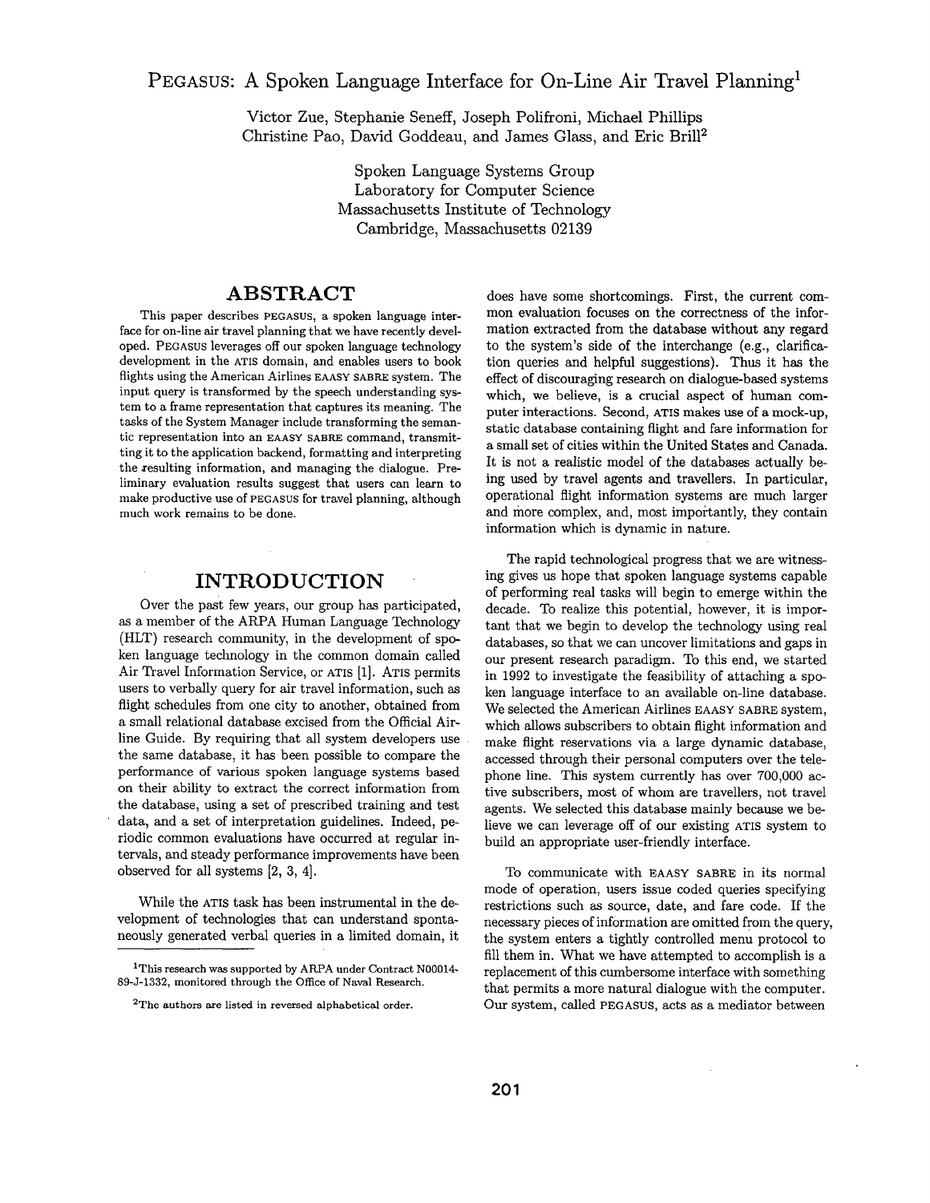# PEGASUS: A Spoken Language Interface for On-Line Air Travel Planning[1]

Victor Zue, Stephanie Seneff, Joseph Polifroni, Michael Phillips
Christine Pao, David Goddeau, and James Glass, and Eric Brill[2]

Spoken Language Systems Group
Laboratory for Computer Science
Massachusetts Institute of Technology
Cambridge, Massachusetts 02139

## ABSTRACT

This paper describes PEGASUS, a spoken language interface for on-line air travel planning that we have recently developed. PEGASUS leverages off our spoken language technology development in the ATIS domain, and enables users to book flights using the American Airlines EAASY SABRE system. The input query is transformed by the speech understanding system to a frame representation that captures its meaning. The tasks of the System Manager include transforming the semantic representation into an EAASY SABRE command, transmitting it to the application backend, formatting and interpreting the resulting information, and managing the dialogue. Preliminary evaluation results suggest that users can learn to make productive use of PEGASUS for travel planning, although much work remains to be done.

## INTRODUCTION

Over the past few years, our group has participated, as a member of the ARPA Human Language Technology (HLT) research community, in the development of spoken language technology in the common domain called Air Travel Information Service, or ATIS [1]. ATIS permits users to verbally query for air travel information, such as flight schedules from one city to another, obtained from a small relational database excised from the Official Airline Guide. By requiring that all system developers use the same database, it has been possible to compare the performance of various spoken language systems based on their ability to extract the correct information from the database, using a set of prescribed training and test data, and a set of interpretation guidelines. Indeed, periodic common evaluations have occurred at regular intervals, and steady performance improvements have been observed for all systems [2, 3, 4].

While the ATIS task has been instrumental in the development of technologies that can understand spontaneously generated verbal queries in a limited domain, it does have some shortcomings. First, the current common evaluation focuses on the correctness of the information extracted from the database without any regard to the system's side of the interchange (e.g., clarification queries and helpful suggestions). Thus it has the effect of discouraging research on dialogue-based systems which, we believe, is a crucial aspect of human computer interactions. Second, ATIS makes use of a mock-up, static database containing flight and fare information for a small set of cities within the United States and Canada. It is not a realistic model of the databases actually being used by travel agents and travellers. In particular, operational flight information systems are much larger and more complex, and, most importantly, they contain information which is dynamic in nature.

The rapid technological progress that we are witnessing gives us hope that spoken language systems capable of performing real tasks will begin to emerge within the decade. To realize this potential, however, it is important that we begin to develop the technology using real databases, so that we can uncover limitations and gaps in our present research paradigm. To this end, we started in 1992 to investigate the feasibility of attaching a spoken language interface to an available on-line database. We selected the American Airlines EAASY SABRE system, which allows subscribers to obtain flight information and make flight reservations via a large dynamic database, accessed through their personal computers over the telephone line. This system currently has over 700,000 active subscribers, most of whom are travellers, not travel agents. We selected this database mainly because we believe we can leverage off of our existing ATIS system to build an appropriate user-friendly interface.

To communicate with EAASY SABRE in its normal mode of operation, users issue coded queries specifying restrictions such as source, date, and fare code. If the necessary pieces of information are omitted from the query, the system enters a tightly controlled menu protocol to fill them in. What we have attempted to accomplish is a replacement of this cumbersome interface with something that permits a more natural dialogue with the computer. Our system, called PEGASUS, acts as a mediator between

---

[1] This research was supported by ARPA under Contract N00014-89-J-1332, monitored through the Office of Naval Research.

[2] The authors are listed in reversed alphabetical order.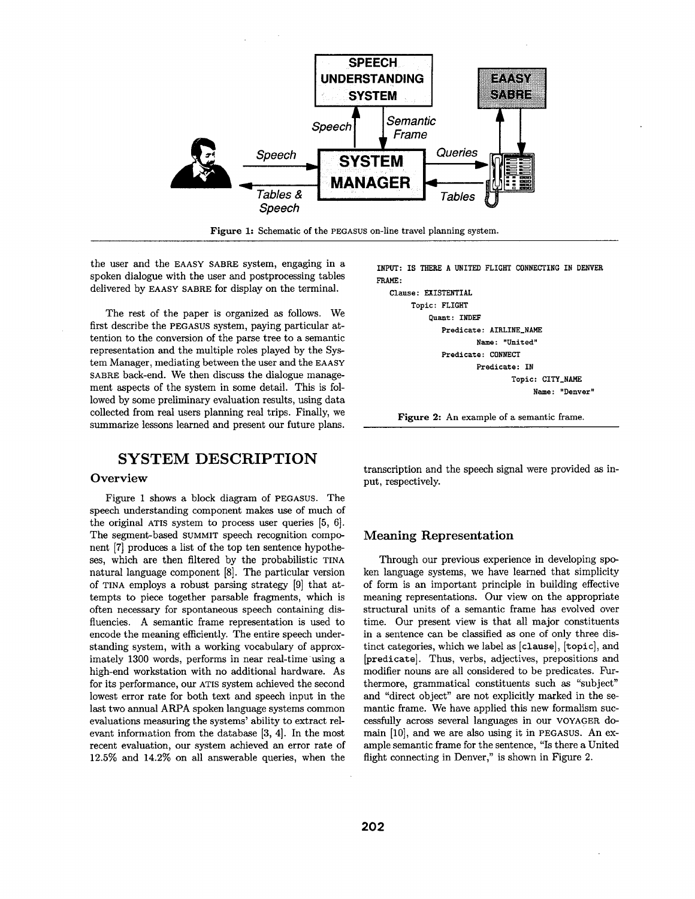Figure 1: Schematic of the PEGASUS on-line travel planning system.

the user and the EAASY SABRE system, engaging in a spoken dialogue with the user and postprocessing tables delivered by EAASY SABRE for display on the terminal.

The rest of the paper is organized as follows. We first describe the PEGASUS system, paying particular attention to the conversion of the parse tree to a semantic representation and the multiple roles played by the System Manager, mediating between the user and the EAASY SABRE back-end. We then discuss the dialogue management aspects of the system in some detail. This is followed by some preliminary evaluation results, using data collected from real users planning real trips. Finally, we summarize lessons learned and present our future plans.

# SYSTEM DESCRIPTION

## Overview

Figure 1 shows a block diagram of PEGASUS. The speech understanding component makes use of much of the original ATIS system to process user queries [5, 6]. The segment-based SUMMIT speech recognition component [7] produces a list of the top ten sentence hypotheses, which are then filtered by the probabilistic TINA natural language component [8]. The particular version of TINA employs a robust parsing strategy [9] that attempts to piece together parsable fragments, which is often necessary for spontaneous speech containing disfluencies. A semantic frame representation is used to encode the meaning efficiently. The entire speech understanding system, with a working vocabulary of approximately 1300 words, performs in near real-time using a high-end workstation with no additional hardware. As for its performance, our ATIS system achieved the second lowest error rate for both text and speech input in the last two annual ARPA spoken language systems common evaluations measuring the systems' ability to extract relevant information from the database [3, 4]. In the most recent evaluation, our system achieved an error rate of 12.5% and 14.2% on all answerable queries, when the transcription and the speech signal were provided as input, respectively.

```
INPUT: IS THERE A UNITED FLIGHT CONNECTING IN DENVER
FRAME:
   Clause: EXISTENTIAL
       Topic: FLIGHT
           Quant: INDEF
               Predicate: AIRLINE_NAME
                       Name: "United"
               Predicate: CONNECT
                       Predicate: IN
                               Topic: CITY_NAME
                                   Name: "Denver"
```

Figure 2: An example of a semantic frame.

## Meaning Representation

Through our previous experience in developing spoken language systems, we have learned that simplicity of form is an important principle in building effective meaning representations. Our view on the appropriate structural units of a semantic frame has evolved over time. Our present view is that all major constituents in a sentence can be classified as one of only three distinct categories, which we label as [clause], [topic], and [predicate]. Thus, verbs, adjectives, prepositions and modifier nouns are all considered to be predicates. Furthermore, grammatical constituents such as "subject" and "direct object" are not explicitly marked in the semantic frame. We have applied this new formalism successfully across several languages in our VOYAGER domain [10], and we are also using it in PEGASUS. An example semantic frame for the sentence, "Is there a United flight connecting in Denver," is shown in Figure 2.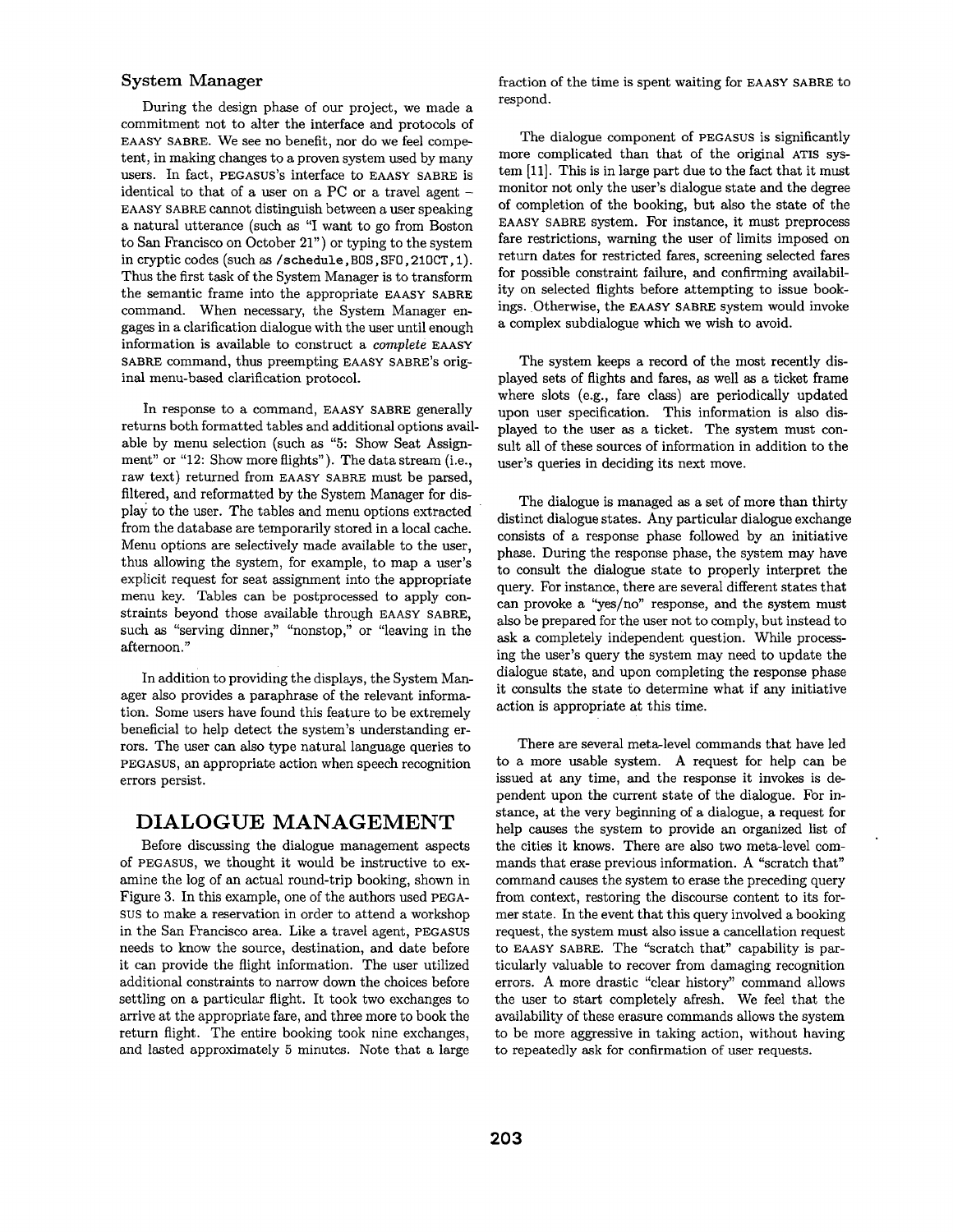### System Manager

During the design phase of our project, we made a commitment not to alter the interface and protocols of EAASY SABRE. We see no benefit, nor do we feel competent, in making changes to a proven system used by many users. In fact, PEGASUS's interface to EAASY SABRE is identical to that of a user on a PC or a travel agent – EAASY SABRE cannot distinguish between a user speaking a natural utterance (such as "I want to go from Boston to San Francisco on October 21") or typing to the system in cryptic codes (such as `/schedule,BOS,SFO,21OCT,1`). Thus the first task of the System Manager is to transform the semantic frame into the appropriate EAASY SABRE command. When necessary, the System Manager engages in a clarification dialogue with the user until enough information is available to construct a *complete* EAASY SABRE command, thus preempting EAASY SABRE's original menu-based clarification protocol.

In response to a command, EAASY SABRE generally returns both formatted tables and additional options available by menu selection (such as "5: Show Seat Assignment" or "12: Show more flights"). The data stream (i.e., raw text) returned from EAASY SABRE must be parsed, filtered, and reformatted by the System Manager for display to the user. The tables and menu options extracted from the database are temporarily stored in a local cache. Menu options are selectively made available to the user, thus allowing the system, for example, to map a user's explicit request for seat assignment into the appropriate menu key. Tables can be postprocessed to apply constraints beyond those available through EAASY SABRE, such as "serving dinner," "nonstop," or "leaving in the afternoon."

In addition to providing the displays, the System Manager also provides a paraphrase of the relevant information. Some users have found this feature to be extremely beneficial to help detect the system's understanding errors. The user can also type natural language queries to PEGASUS, an appropriate action when speech recognition errors persist.

## DIALOGUE MANAGEMENT

Before discussing the dialogue management aspects of PEGASUS, we thought it would be instructive to examine the log of an actual round-trip booking, shown in Figure 3. In this example, one of the authors used PEGASUS to make a reservation in order to attend a workshop in the San Francisco area. Like a travel agent, PEGASUS needs to know the source, destination, and date before it can provide the flight information. The user utilized additional constraints to narrow down the choices before settling on a particular flight. It took two exchanges to arrive at the appropriate fare, and three more to book the return flight. The entire booking took nine exchanges, and lasted approximately 5 minutes. Note that a large fraction of the time is spent waiting for EAASY SABRE to respond.

The dialogue component of PEGASUS is significantly more complicated than that of the original ATIS system [11]. This is in large part due to the fact that it must monitor not only the user's dialogue state and the degree of completion of the booking, but also the state of the EAASY SABRE system. For instance, it must preprocess fare restrictions, warning the user of limits imposed on return dates for restricted fares, screening selected fares for possible constraint failure, and confirming availability on selected flights before attempting to issue bookings. Otherwise, the EAASY SABRE system would invoke a complex subdialogue which we wish to avoid.

The system keeps a record of the most recently displayed sets of flights and fares, as well as a ticket frame where slots (e.g., fare class) are periodically updated upon user specification. This information is also displayed to the user as a ticket. The system must consult all of these sources of information in addition to the user's queries in deciding its next move.

The dialogue is managed as a set of more than thirty distinct dialogue states. Any particular dialogue exchange consists of a response phase followed by an initiative phase. During the response phase, the system may have to consult the dialogue state to properly interpret the query. For instance, there are several different states that can provoke a "yes/no" response, and the system must also be prepared for the user not to comply, but instead to ask a completely independent question. While processing the user's query the system may need to update the dialogue state, and upon completing the response phase it consults the state to determine what if any initiative action is appropriate at this time.

There are several meta-level commands that have led to a more usable system. A request for help can be issued at any time, and the response it invokes is dependent upon the current state of the dialogue. For instance, at the very beginning of a dialogue, a request for help causes the system to provide an organized list of the cities it knows. There are also two meta-level commands that erase previous information. A "scratch that" command causes the system to erase the preceding query from context, restoring the discourse content to its former state. In the event that this query involved a booking request, the system must also issue a cancellation request to EAASY SABRE. The "scratch that" capability is particularly valuable to recover from damaging recognition errors. A more drastic "clear history" command allows the user to start completely afresh. We feel that the availability of these erasure commands allows the system to be more aggressive in taking action, without having to repeatedly ask for confirmation of user requests.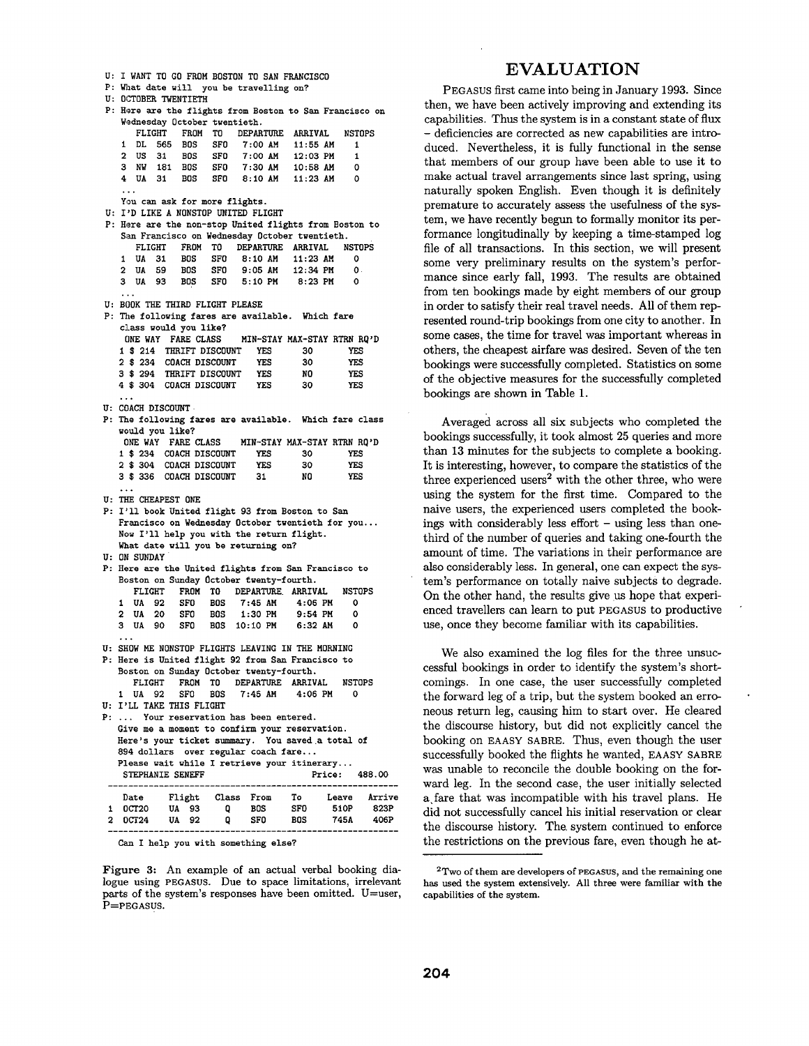```
U: I WANT TO GO FROM BOSTON TO SAN FRANCISCO
P: What date will you be travelling on?
U: OCTOBER TWENTIETH
P: Here are the flights from Boston to San Francisco on
   Wednesday October twentieth.
      FLIGHT   FROM  TO   DEPARTURE  ARRIVAL   NSTOPS
    1  DL  565  BOS   SFO   7:00 AM   11:55 AM    1
    2  US  31   BOS   SFO   7:00 AM   12:03 PM    1
    3  NW  181  BOS   SFO   7:30 AM   10:58 AM    0
    4  UA  31   BOS   SFO   8:10 AM   11:23 AM    0
    ...
   You can ask for more flights.
U: I'D LIKE A NONSTOP UNITED FLIGHT
P: Here are the non-stop United flights from Boston to
   San Francisco on Wednesday October twentieth.
      FLIGHT   FROM  TO   DEPARTURE  ARRIVAL   NSTOPS
    1  UA  31   BOS   SFO   8:10 AM   11:23 AM    0
    2  UA  59   BOS   SFO   9:05 AM   12:34 PM    0
    3  UA  93   BOS   SFO   5:10 PM    8:23 PM    0
    ...
U: BOOK THE THIRD FLIGHT PLEASE
P: The following fares are available.  Which fare
   class would you like?
    ONE WAY  FARE CLASS     MIN-STAY MAX-STAY RTRN RQ'D
    1 $ 214  THRIFT DISCOUNT   YES      30       YES
    2 $ 234  COACH DISCOUNT    YES      30       YES
    3 $ 294  THRIFT DISCOUNT   YES      NO       YES
    4 $ 304  COACH DISCOUNT    YES      30       YES
    ...
U: COACH DISCOUNT
P: The following fares are available.  Which fare class
   would you like?
    ONE WAY  FARE CLASS     MIN-STAY MAX-STAY RTRN RQ'D
    1 $ 234  COACH DISCOUNT    YES      30       YES
    2 $ 304  COACH DISCOUNT    YES      30       YES
    3 $ 336  COACH DISCOUNT    31       NO       YES
    ...
U: THE CHEAPEST ONE
P: I'll book United flight 93 from Boston to San
   Francisco on Wednesday October twentieth for you...
   Now I'll help you with the return flight.
   What date will you be returning on?
U: ON SUNDAY
P: Here are the United flights from San Francisco to
   Boston on Sunday October twenty-fourth.
      FLIGHT   FROM  TO   DEPARTURE  ARRIVAL   NSTOPS
    1  UA  92   SFO   BOS   7:45 AM    4:06 PM    0
    2  UA  20   SFO   BOS   1:30 PM    9:54 PM    0
    3  UA  90   SFO   BOS  10:10 PM    6:32 AM    0
    ...
U: SHOW ME NONSTOP FLIGHTS LEAVING IN THE MORNING
P: Here is United flight 92 from San Francisco to
   Boston on Sunday October twenty-fourth.
      FLIGHT   FROM  TO   DEPARTURE  ARRIVAL   NSTOPS
    1  UA  92   SFO   BOS   7:45 AM    4:06 PM    0
U: I'LL TAKE THIS FLIGHT
P: ... Your reservation has been entered.
   Give me a moment to confirm your reservation.
   Here's your ticket summary.  You saved a total of
   894 dollars over regular coach fare...
   Please wait while I retrieve your itinerary...
   STEPHANIE SENEFF                        Price:  488.00
   ------------------------------------------------------
     Date     Flight   Class  From    To     Leave  Arrive
   1 OCT20    UA  93     Q     BOS    SFO    510P    823P
   2 OCT24    UA  92     Q     SFO    BOS    745A    406P
   ------------------------------------------------------
   Can I help you with something else?
```

**Figure 3:** An example of an actual verbal booking dialogue using PEGASUS. Due to space limitations, irrelevant parts of the system's responses have been omitted. U=user, P=PEGASUS.

# EVALUATION

PEGASUS first came into being in January 1993. Since then, we have been actively improving and extending its capabilities. Thus the system is in a constant state of flux – deficiencies are corrected as new capabilities are introduced. Nevertheless, it is fully functional in the sense that members of our group have been able to use it to make actual travel arrangements since last spring, using naturally spoken English. Even though it is definitely premature to accurately assess the usefulness of the system, we have recently begun to formally monitor its performance longitudinally by keeping a time-stamped log file of all transactions. In this section, we will present some very preliminary results on the system's performance since early fall, 1993. The results are obtained from ten bookings made by eight members of our group in order to satisfy their real travel needs. All of them represented round-trip bookings from one city to another. In some cases, the time for travel was important whereas in others, the cheapest airfare was desired. Seven of the ten bookings were successfully completed. Statistics on some of the objective measures for the successfully completed bookings are shown in Table 1.

Averaged across all six subjects who completed the bookings successfully, it took almost 25 queries and more than 13 minutes for the subjects to complete a booking. It is interesting, however, to compare the statistics of the three experienced users[2] with the other three, who were using the system for the first time. Compared to the naive users, the experienced users completed the bookings with considerably less effort – using less than one-third of the number of queries and taking one-fourth the amount of time. The variations in their performance are also considerably less. In general, one can expect the system's performance on totally naive subjects to degrade. On the other hand, the results give us hope that experienced travellers can learn to put PEGASUS to productive use, once they become familiar with its capabilities.

We also examined the log files for the three unsuccessful bookings in order to identify the system's shortcomings. In one case, the user successfully completed the forward leg of a trip, but the system booked an erroneous return leg, causing him to start over. He cleared the discourse history, but did not explicitly cancel the booking on EAASY SABRE. Thus, even though the user successfully booked the flights he wanted, EAASY SABRE was unable to reconcile the double booking on the forward leg. In the second case, the user initially selected a fare that was incompatible with his travel plans. He did not successfully cancel his initial reservation or clear the discourse history. The system continued to enforce the restrictions on the previous fare, even though he at-

[2] Two of them are developers of PEGASUS, and the remaining one has used the system extensively. All three were familiar with the capabilities of the system.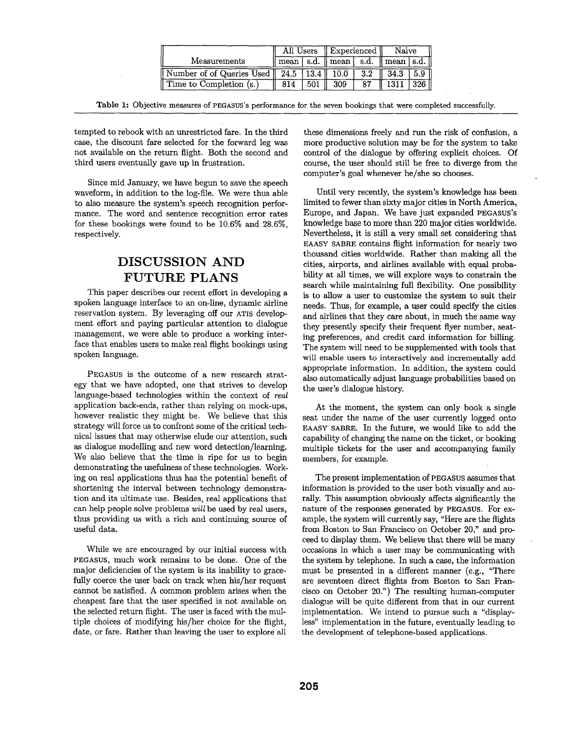| Measurements | All Users | | Experienced | | Naive | |
|---|---|---|---|---|---|---|
| | mean | s.d. | mean | s.d. | mean | s.d. |
| Number of of Queries Used | 24.5 | 13.4 | 10.0 | 3.2 | 34.3 | 5.9 |
| Time to Completion (s.) | 814 | 501 | 309 | 87 | 1311 | 326 |

**Table 1:** Objective measures of PEGASUS's performance for the seven bookings that were completed successfully.

tempted to rebook with an unrestricted fare. In the third case, the discount fare selected for the forward leg was not available on the return flight. Both the second and third users eventually gave up in frustration.

Since mid January, we have begun to save the speech waveform, in addition to the log-file. We were thus able to also measure the system's speech recognition performance. The word and sentence recognition error rates for these bookings were found to be 10.6% and 28.6%, respectively.

## DISCUSSION AND FUTURE PLANS

This paper describes our recent effort in developing a spoken language interface to an on-line, dynamic airline reservation system. By leveraging off our ATIS development effort and paying particular attention to dialogue management, we were able to produce a working interface that enables users to make real flight bookings using spoken language.

PEGASUS is the outcome of a new research strategy that we have adopted, one that strives to develop language-based technologies within the context of *real* application back-ends, rather than relying on mock-ups, however realistic they might be. We believe that this strategy will force us to confront some of the critical technical issues that may otherwise elude our attention, such as dialogue modelling and new word detection/learning. We also believe that the time is ripe for us to begin demonstrating the usefulness of these technologies. Working on real applications thus has the potential benefit of shortening the interval between technology demonstration and its ultimate use. Besides, real applications that can help people solve problems *will* be used by real users, thus providing us with a rich and continuing source of useful data.

While we are encouraged by our initial success with PEGASUS, much work remains to be done. One of the major deficiencies of the system is its inability to gracefully coerce the user back on track when his/her request cannot be satisfied. A common problem arises when the cheapest fare that the user specified is not available on the selected return flight. The user is faced with the multiple choices of modifying his/her choice for the flight, date, or fare. Rather than leaving the user to explore all these dimensions freely and run the risk of confusion, a more productive solution may be for the system to take control of the dialogue by offering explicit choices. Of course, the user should still be free to diverge from the computer's goal whenever he/she so chooses.

Until very recently, the system's knowledge has been limited to fewer than sixty major cities in North America, Europe, and Japan. We have just expanded PEGASUS's knowledge base to more than 220 major cities worldwide. Nevertheless, it is still a very small set considering that EAASY SABRE contains flight information for nearly two thousand cities worldwide. Rather than making all the cities, airports, and airlines available with equal probability at all times, we will explore ways to constrain the search while maintaining full flexibility. One possibility is to allow a user to customize the system to suit their needs. Thus, for example, a user could specify the cities and airlines that they care about, in much the same way they presently specify their frequent flyer number, seating preferences, and credit card information for billing. The system will need to be supplemented with tools that will enable users to interactively and incrementally add appropriate information. In addition, the system could also automatically adjust language probabilities based on the user's dialogue history.

At the moment, the system can only book a single seat under the name of the user currently logged onto EAASY SABRE. In the future, we would like to add the capability of changing the name on the ticket, or booking multiple tickets for the user and accompanying family members, for example.

The present implementation of PEGASUS assumes that information is provided to the user both visually and aurally. This assumption obviously affects significantly the nature of the responses generated by PEGASUS. For example, the system will currently say, "Here are the flights from Boston to San Francisco on October 20," and proceed to display them. We believe that there will be many occasions in which a user may be communicating with the system by telephone. In such a case, the information must be presented in a different manner (e.g., "There are seventeen direct flights from Boston to San Francisco on October 20.") The resulting human-computer dialogue will be quite different from that in our current implementation. We intend to pursue such a "displayless" implementation in the future, eventually leading to the development of telephone-based applications.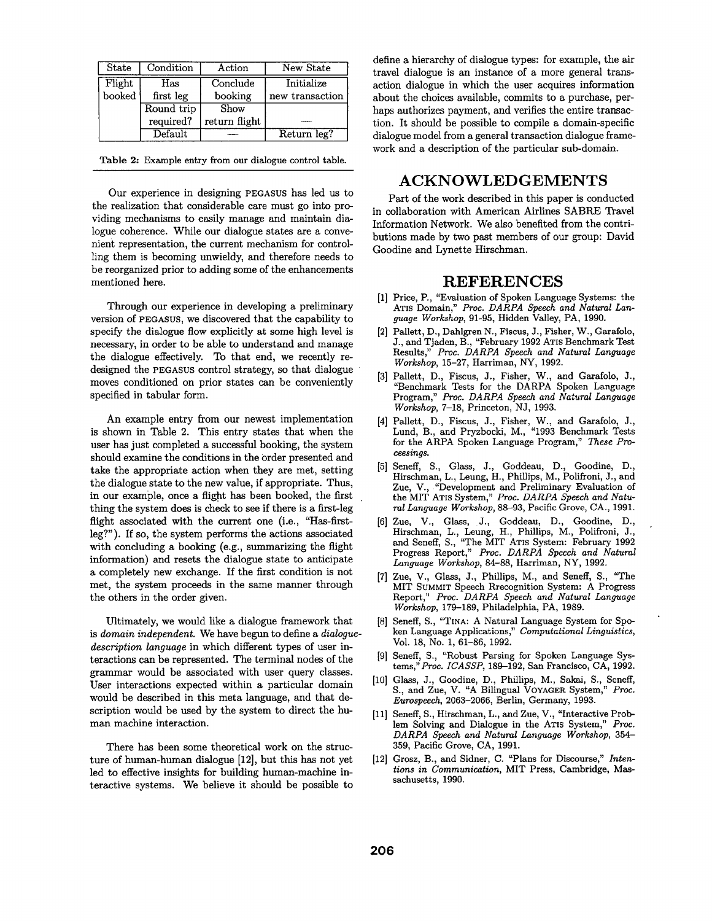| State | Condition | Action | New State |
| --- | --- | --- | --- |
| Flight booked | Has first leg | Conclude booking | Initialize new transaction |
| | Round trip required? | Show return flight | — |
| | Default | — | Return leg? |

Table 2: Example entry from our dialogue control table.

Our experience in designing PEGASUS has led us to the realization that considerable care must go into providing mechanisms to easily manage and maintain dialogue coherence. While our dialogue states are a convenient representation, the current mechanism for controlling them is becoming unwieldy, and therefore needs to be reorganized prior to adding some of the enhancements mentioned here.

Through our experience in developing a preliminary version of PEGASUS, we discovered that the capability to specify the dialogue flow explicitly at some high level is necessary, in order to be able to understand and manage the dialogue effectively. To that end, we recently redesigned the PEGASUS control strategy, so that dialogue moves conditioned on prior states can be conveniently specified in tabular form.

An example entry from our newest implementation is shown in Table 2. This entry states that when the user has just completed a successful booking, the system should examine the conditions in the order presented and take the appropriate action when they are met, setting the dialogue state to the new value, if appropriate. Thus, in our example, once a flight has been booked, the first thing the system does is check to see if there is a first-leg flight associated with the current one (i.e., "Has-first-leg?"). If so, the system performs the actions associated with concluding a booking (e.g., summarizing the flight information) and resets the dialogue state to anticipate a completely new exchange. If the first condition is not met, the system proceeds in the same manner through the others in the order given.

Ultimately, we would like a dialogue framework that is *domain independent.* We have begun to define a *dialogue-description language* in which different types of user interactions can be represented. The terminal nodes of the grammar would be associated with user query classes. User interactions expected within a particular domain would be described in this meta language, and that description would be used by the system to direct the human machine interaction.

There has been some theoretical work on the structure of human-human dialogue [12], but this has not yet led to effective insights for building human-machine interactive systems. We believe it should be possible to define a hierarchy of dialogue types: for example, the air travel dialogue is an instance of a more general transaction dialogue in which the user acquires information about the choices available, commits to a purchase, perhaps authorizes payment, and verifies the entire transaction. It should be possible to compile a domain-specific dialogue model from a general transaction dialogue framework and a description of the particular sub-domain.

## ACKNOWLEDGEMENTS

Part of the work described in this paper is conducted in collaboration with American Airlines SABRE Travel Information Network. We also benefited from the contributions made by two past members of our group: David Goodine and Lynette Hirschman.

## REFERENCES

[1] Price, P., "Evaluation of Spoken Language Systems: the ATIS Domain," *Proc. DARPA Speech and Natural Language Workshop*, 91-95, Hidden Valley, PA, 1990.

[2] Pallett, D., Dahlgren N., Fiscus, J., Fisher, W., Garafolo, J., and Tjaden, B., "February 1992 ATIS Benchmark Test Results," *Proc. DARPA Speech and Natural Language Workshop*, 15–27, Harriman, NY, 1992.

[3] Pallett, D., Fiscus, J., Fisher, W., and Garafolo, J., "Benchmark Tests for the DARPA Spoken Language Program," *Proc. DARPA Speech and Natural Language Workshop*, 7–18, Princeton, NJ, 1993.

[4] Pallett, D., Fiscus, J., Fisher, W., and Garafolo, J., Lund, B., and Pryzbocki, M., "1993 Benchmark Tests for the ARPA Spoken Language Program," *These Proceesings.*

[5] Seneff, S., Glass, J., Goddeau, D., Goodine, D., Hirschman, L., Leung, H., Phillips, M., Polifroni, J., and Zue, V., "Development and Preliminary Evaluation of the MIT ATIS System," *Proc. DARPA Speech and Natural Language Workshop*, 88–93, Pacific Grove, CA., 1991.

[6] Zue, V., Glass, J., Goddeau, D., Goodine, D., Hirschman, L., Leung, H., Phillips, M., Polifroni, J., and Seneff, S., "The MIT ATIS System: February 1992 Progress Report," *Proc. DARPA Speech and Natural Language Workshop*, 84–88, Harriman, NY, 1992.

[7] Zue, V., Glass, J., Phillips, M., and Seneff, S., "The MIT SUMMIT Speech Rrecognition System: A Progress Report," *Proc. DARPA Speech and Natural Language Workshop*, 179–189, Philadelphia, PA, 1989.

[8] Seneff, S., "TINA: A Natural Language System for Spoken Language Applications," *Computational Linguistics*, Vol. 18, No. 1, 61–86, 1992.

[9] Seneff, S., "Robust Parsing for Spoken Language Systems,"*Proc. ICASSP*, 189–192, San Francisco, CA, 1992.

[10] Glass, J., Goodine, D., Phillips, M., Sakai, S., Seneff, S., and Zue, V. "A Bilingual VOYAGER System," *Proc. Eurospeech*, 2063–2066, Berlin, Germany, 1993.

[11] Seneff, S., Hirschman, L., and Zue, V., "Interactive Problem Solving and Dialogue in the ATIS System," *Proc. DARPA Speech and Natural Language Workshop*, 354–359, Pacific Grove, CA, 1991.

[12] Grosz, B., and Sidner, C. "Plans for Discourse," *Intentions in Communication*, MIT Press, Cambridge, Massachusetts, 1990.